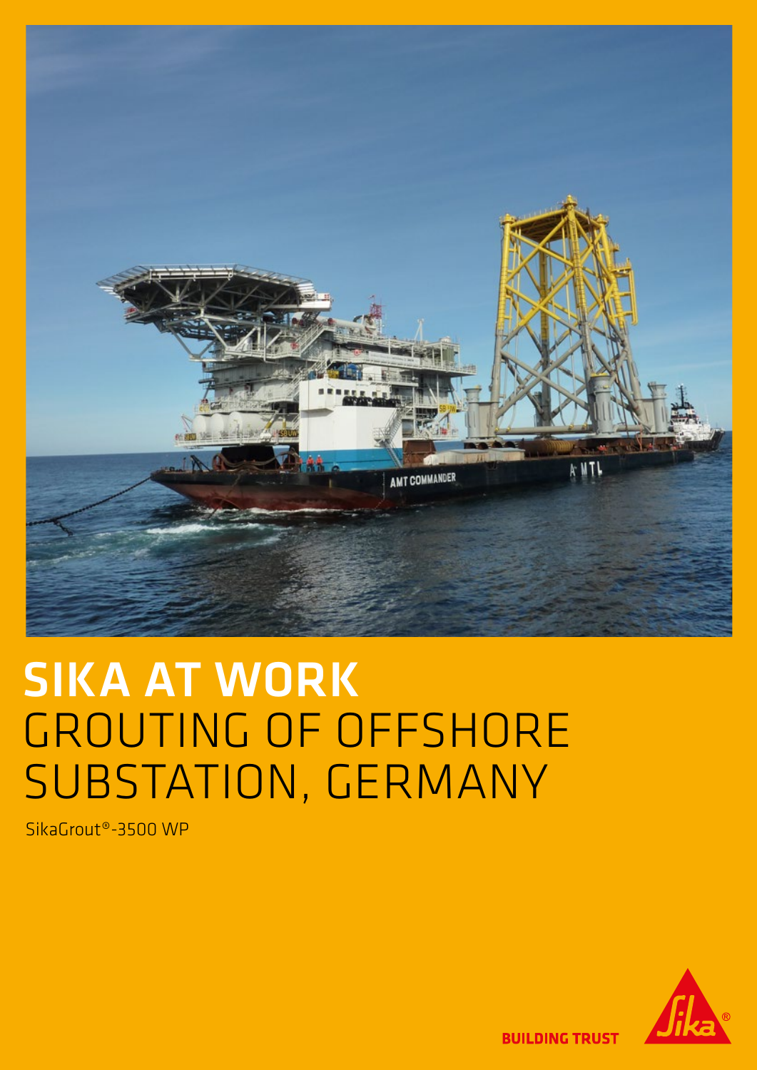# SIKA AT WORK
# GROUTING OF OFFSHORE SUBSTATION, GERMANY

SikaGrout®-3500 WP

BUILDING TRUST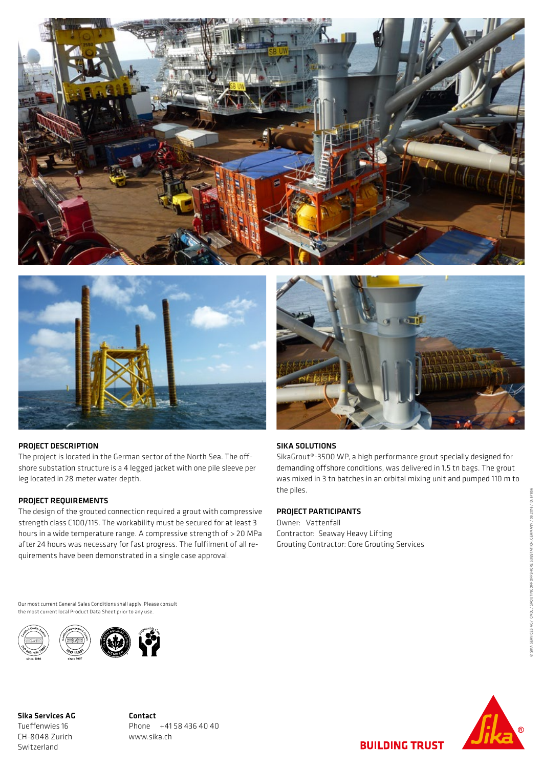## PROJECT DESCRIPTION

The project is located in the German sector of the North Sea. The offshore substation structure is a 4 legged jacket with one pile sleeve per leg located in 28 meter water depth.

## PROJECT REQUIREMENTS

The design of the grouted connection required a grout with compressive strength class C100/115. The workability must be secured for at least 3 hours in a wide temperature range. A compressive strength of > 20 MPa after 24 hours was necessary for fast progress. The fulfilment of all requirements have been demonstrated in a single case approval.

## SIKA SOLUTIONS

SikaGrout®-3500 WP, a high performance grout specially designed for demanding offshore conditions, was delivered in 1.5 tn bags. The grout was mixed in 3 tn batches in an orbital mixing unit and pumped 110 m to the piles.

## PROJECT PARTICIPANTS

Owner: Vattenfall
Contractor: Seaway Heavy Lifting
Grouting Contractor: Core Grouting Services

Our most current General Sales Conditions shall apply. Please consult the most current local Product Data Sheet prior to any use.

**Sika Services AG**
Tueffenwies 16
CH-8048 Zurich
Switzerland

**Contact**
Phone +41 58 436 40 40
www.sika.ch

**BUILDING TRUST**

© SIKA SERVICES AG / CMDL / GROUTING/OFFSHORE SUBSTATION, GERMANY / 09.2016 / ID: 67856